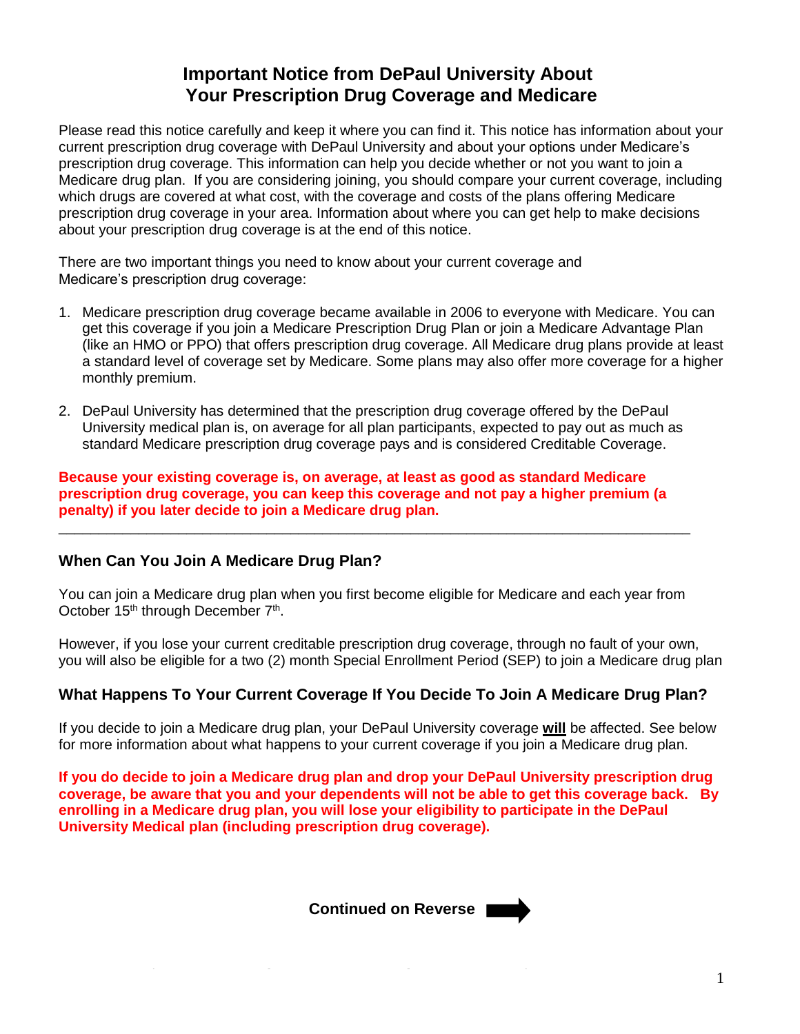# Important Notice from DePaul University About Your Prescription Drug Coverage and Medicare

Please read this notice carefully and keep it where you can find it. This notice has information about your current prescription drug coverage with DePaul University and about your options under Medicare's prescription drug coverage. This information can help you decide whether or not you want to join a Medicare drug plan. If you are considering joining, you should compare your current coverage, including which drugs are covered at what cost, with the coverage and costs of the plans offering Medicare prescription drug coverage in your area. Information about where you can get help to make decisions about your prescription drug coverage is at the end of this notice.

There are two important things you need to know about your current coverage and Medicare's prescription drug coverage:

1. Medicare prescription drug coverage became available in 2006 to everyone with Medicare. You can get this coverage if you join a Medicare Prescription Drug Plan or join a Medicare Advantage Plan (like an HMO or PPO) that offers prescription drug coverage. All Medicare drug plans provide at least a standard level of coverage set by Medicare. Some plans may also offer more coverage for a higher monthly premium.

2. DePaul University has determined that the prescription drug coverage offered by the DePaul University medical plan is, on average for all plan participants, expected to pay out as much as standard Medicare prescription drug coverage pays and is considered Creditable Coverage.

**Because your existing coverage is, on average, at least as good as standard Medicare prescription drug coverage, you can keep this coverage and not pay a higher premium (a penalty) if you later decide to join a Medicare drug plan.**

---

## When Can You Join A Medicare Drug Plan?

You can join a Medicare drug plan when you first become eligible for Medicare and each year from October 15th through December 7th.

However, if you lose your current creditable prescription drug coverage, through no fault of your own, you will also be eligible for a two (2) month Special Enrollment Period (SEP) to join a Medicare drug plan

## What Happens To Your Current Coverage If You Decide To Join A Medicare Drug Plan?

If you decide to join a Medicare drug plan, your DePaul University coverage **will** be affected. See below for more information about what happens to your current coverage if you join a Medicare drug plan.

**If you do decide to join a Medicare drug plan and drop your DePaul University prescription drug coverage, be aware that you and your dependents will not be able to get this coverage back. By enrolling in a Medicare drug plan, you will lose your eligibility to participate in the DePaul University Medical plan (including prescription drug coverage).**

**Continued on Reverse**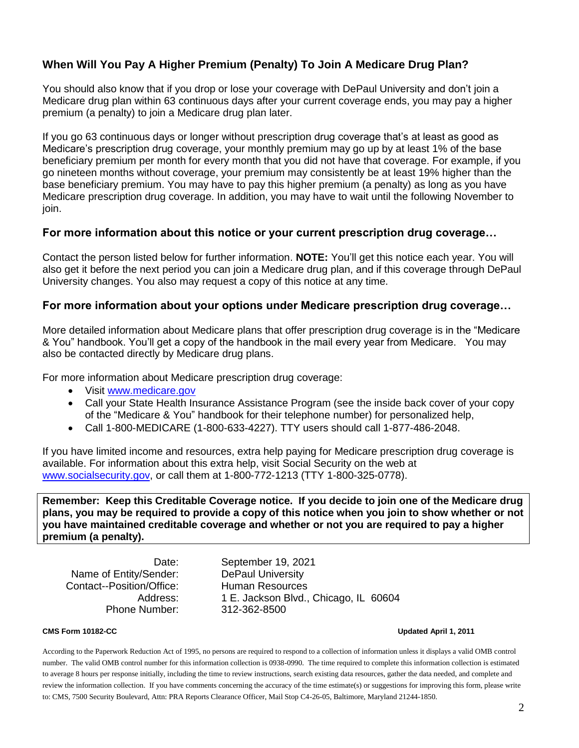### When Will You Pay A Higher Premium (Penalty) To Join A Medicare Drug Plan?

You should also know that if you drop or lose your coverage with DePaul University and don't join a Medicare drug plan within 63 continuous days after your current coverage ends, you may pay a higher premium (a penalty) to join a Medicare drug plan later.

If you go 63 continuous days or longer without prescription drug coverage that's at least as good as Medicare's prescription drug coverage, your monthly premium may go up by at least 1% of the base beneficiary premium per month for every month that you did not have that coverage. For example, if you go nineteen months without coverage, your premium may consistently be at least 19% higher than the base beneficiary premium. You may have to pay this higher premium (a penalty) as long as you have Medicare prescription drug coverage. In addition, you may have to wait until the following November to join.

### For more information about this notice or your current prescription drug coverage…

Contact the person listed below for further information. **NOTE:** You'll get this notice each year. You will also get it before the next period you can join a Medicare drug plan, and if this coverage through DePaul University changes. You also may request a copy of this notice at any time.

### For more information about your options under Medicare prescription drug coverage…

More detailed information about Medicare plans that offer prescription drug coverage is in the "Medicare & You" handbook. You'll get a copy of the handbook in the mail every year from Medicare. You may also be contacted directly by Medicare drug plans.

For more information about Medicare prescription drug coverage:

- Visit www.medicare.gov
- Call your State Health Insurance Assistance Program (see the inside back cover of your copy of the "Medicare & You" handbook for their telephone number) for personalized help,
- Call 1-800-MEDICARE (1-800-633-4227). TTY users should call 1-877-486-2048.

If you have limited income and resources, extra help paying for Medicare prescription drug coverage is available. For information about this extra help, visit Social Security on the web at www.socialsecurity.gov, or call them at 1-800-772-1213 (TTY 1-800-325-0778).

**Remember: Keep this Creditable Coverage notice. If you decide to join one of the Medicare drug plans, you may be required to provide a copy of this notice when you join to show whether or not you have maintained creditable coverage and whether or not you are required to pay a higher premium (a penalty).**

| | |
|---|---|
| Date: | September 19, 2021 |
| Name of Entity/Sender: | DePaul University |
| Contact--Position/Office: | Human Resources |
| Address: | 1 E. Jackson Blvd., Chicago, IL 60604 |
| Phone Number: | 312-362-8500 |

**CMS Form 10182-CC** **Updated April 1, 2011**

According to the Paperwork Reduction Act of 1995, no persons are required to respond to a collection of information unless it displays a valid OMB control number. The valid OMB control number for this information collection is 0938-0990. The time required to complete this information collection is estimated to average 8 hours per response initially, including the time to review instructions, search existing data resources, gather the data needed, and complete and review the information collection. If you have comments concerning the accuracy of the time estimate(s) or suggestions for improving this form, please write to: CMS, 7500 Security Boulevard, Attn: PRA Reports Clearance Officer, Mail Stop C4-26-05, Baltimore, Maryland 21244-1850.